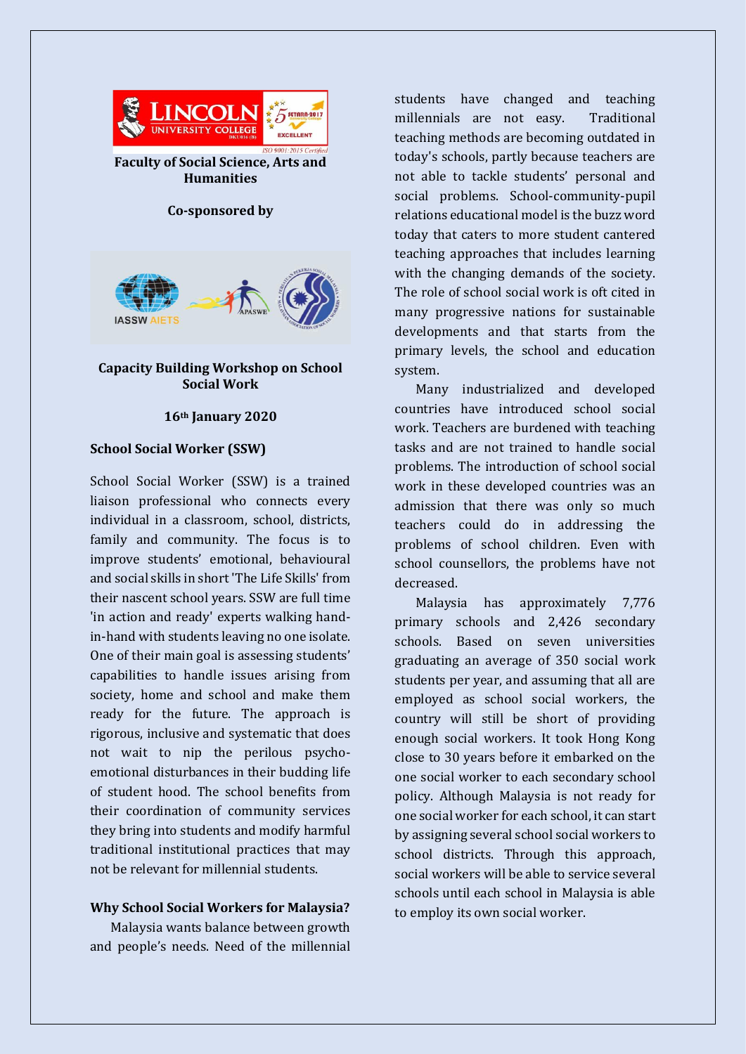**Faculty of Social Science, Arts and Humanities**

**Co-sponsored by**

## Capacity Building Workshop on School Social Work

**16th January 2020**

### School Social Worker (SSW)

School Social Worker (SSW) is a trained liaison professional who connects every individual in a classroom, school, districts, family and community. The focus is to improve students' emotional, behavioural and social skills in short 'The Life Skills' from their nascent school years. SSW are full time 'in action and ready' experts walking hand-in-hand with students leaving no one isolate. One of their main goal is assessing students' capabilities to handle issues arising from society, home and school and make them ready for the future. The approach is rigorous, inclusive and systematic that does not wait to nip the perilous psycho-emotional disturbances in their budding life of student hood. The school benefits from their coordination of community services they bring into students and modify harmful traditional institutional practices that may not be relevant for millennial students.

### Why School Social Workers for Malaysia?

Malaysia wants balance between growth and people's needs. Need of the millennial students have changed and teaching millennials are not easy. Traditional teaching methods are becoming outdated in today's schools, partly because teachers are not able to tackle students' personal and social problems. School-community-pupil relations educational model is the buzz word today that caters to more student cantered teaching approaches that includes learning with the changing demands of the society. The role of school social work is oft cited in many progressive nations for sustainable developments and that starts from the primary levels, the school and education system.

Many industrialized and developed countries have introduced school social work. Teachers are burdened with teaching tasks and are not trained to handle social problems. The introduction of school social work in these developed countries was an admission that there was only so much teachers could do in addressing the problems of school children. Even with school counsellors, the problems have not decreased.

Malaysia has approximately 7,776 primary schools and 2,426 secondary schools. Based on seven universities graduating an average of 350 social work students per year, and assuming that all are employed as school social workers, the country will still be short of providing enough social workers. It took Hong Kong close to 30 years before it embarked on the one social worker to each secondary school policy. Although Malaysia is not ready for one social worker for each school, it can start by assigning several school social workers to school districts. Through this approach, social workers will be able to service several schools until each school in Malaysia is able to employ its own social worker.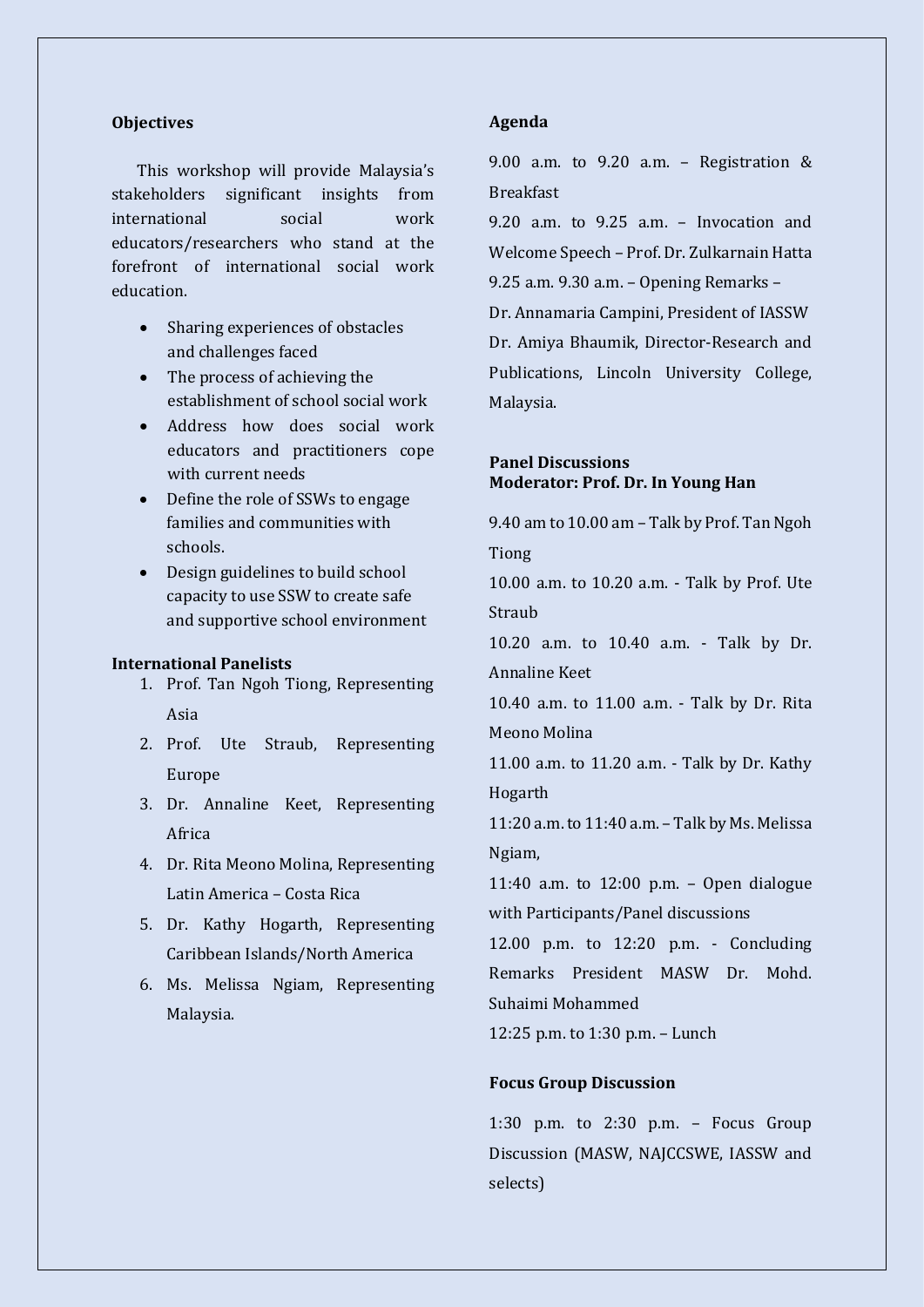**Objectives**

This workshop will provide Malaysia's stakeholders significant insights from international social work educators/researchers who stand at the forefront of international social work education.

- Sharing experiences of obstacles and challenges faced
- The process of achieving the establishment of school social work
- Address how does social work educators and practitioners cope with current needs
- Define the role of SSWs to engage families and communities with schools.
- Design guidelines to build school capacity to use SSW to create safe and supportive school environment

**International Panelists**

1. Prof. Tan Ngoh Tiong, Representing Asia
2. Prof. Ute Straub, Representing Europe
3. Dr. Annaline Keet, Representing Africa
4. Dr. Rita Meono Molina, Representing Latin America – Costa Rica
5. Dr. Kathy Hogarth, Representing Caribbean Islands/North America
6. Ms. Melissa Ngiam, Representing Malaysia.

**Agenda**

9.00 a.m. to 9.20 a.m. – Registration & Breakfast

9.20 a.m. to 9.25 a.m. – Invocation and Welcome Speech – Prof. Dr. Zulkarnain Hatta

9.25 a.m. 9.30 a.m. – Opening Remarks –

Dr. Annamaria Campini, President of IASSW

Dr. Amiya Bhaumik, Director-Research and Publications, Lincoln University College, Malaysia.

**Panel Discussions**
**Moderator: Prof. Dr. In Young Han**

9.40 am to 10.00 am – Talk by Prof. Tan Ngoh Tiong

10.00 a.m. to 10.20 a.m. - Talk by Prof. Ute Straub

10.20 a.m. to 10.40 a.m. - Talk by Dr. Annaline Keet

10.40 a.m. to 11.00 a.m. - Talk by Dr. Rita Meono Molina

11.00 a.m. to 11.20 a.m. - Talk by Dr. Kathy Hogarth

11:20 a.m. to 11:40 a.m. – Talk by Ms. Melissa Ngiam,

11:40 a.m. to 12:00 p.m. – Open dialogue with Participants/Panel discussions

12.00 p.m. to 12:20 p.m. - Concluding Remarks President MASW Dr. Mohd. Suhaimi Mohammed

12:25 p.m. to 1:30 p.m. – Lunch

**Focus Group Discussion**

1:30 p.m. to 2:30 p.m. – Focus Group Discussion (MASW, NAJCCSWE, IASSW and selects)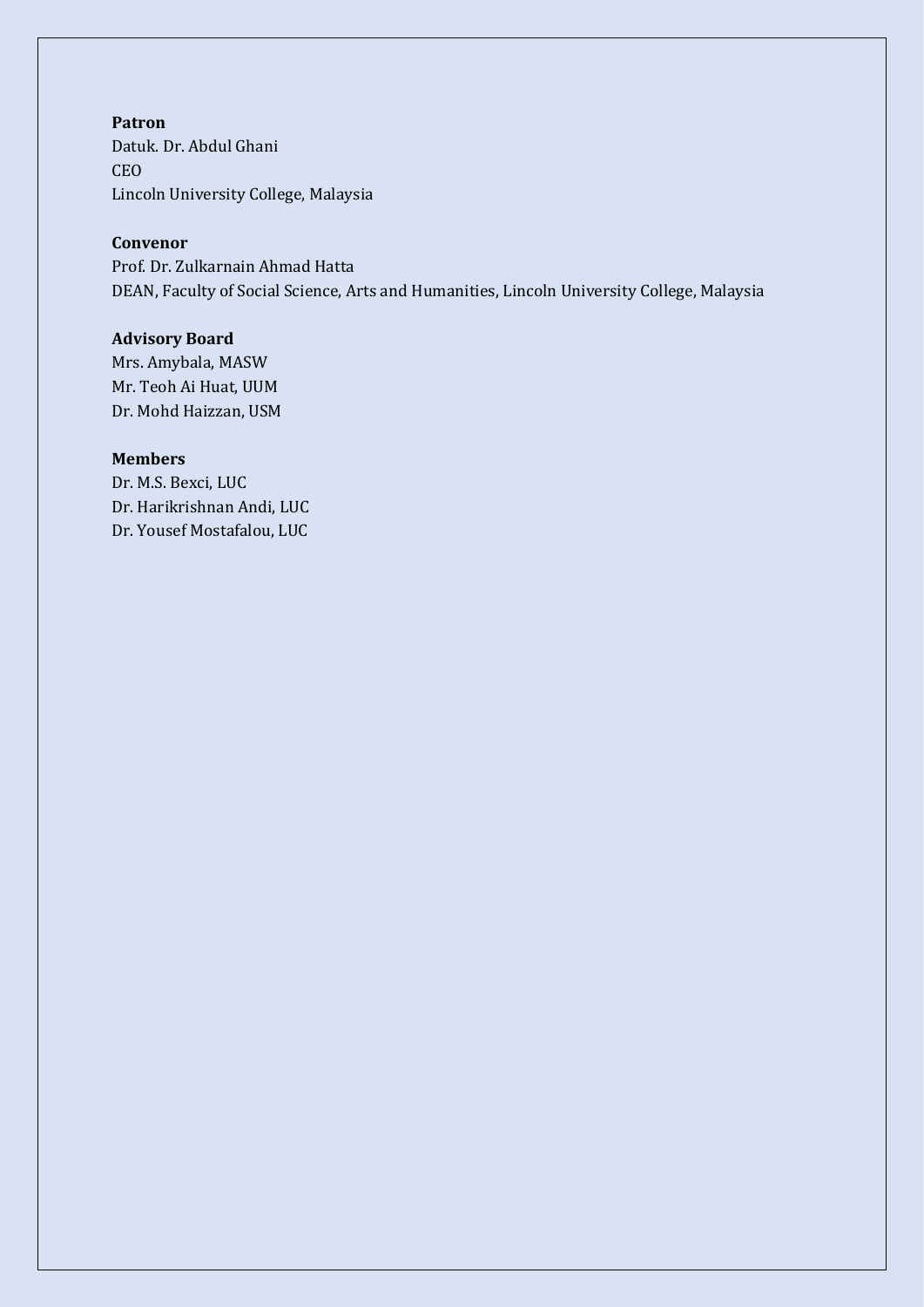**Patron**

Datuk. Dr. Abdul Ghani
CEO
Lincoln University College, Malaysia

**Convenor**

Prof. Dr. Zulkarnain Ahmad Hatta
DEAN, Faculty of Social Science, Arts and Humanities, Lincoln University College, Malaysia

**Advisory Board**

Mrs. Amybala, MASW
Mr. Teoh Ai Huat, UUM
Dr. Mohd Haizzan, USM

**Members**

Dr. M.S. Bexci, LUC
Dr. Harikrishnan Andi, LUC
Dr. Yousef Mostafalou, LUC